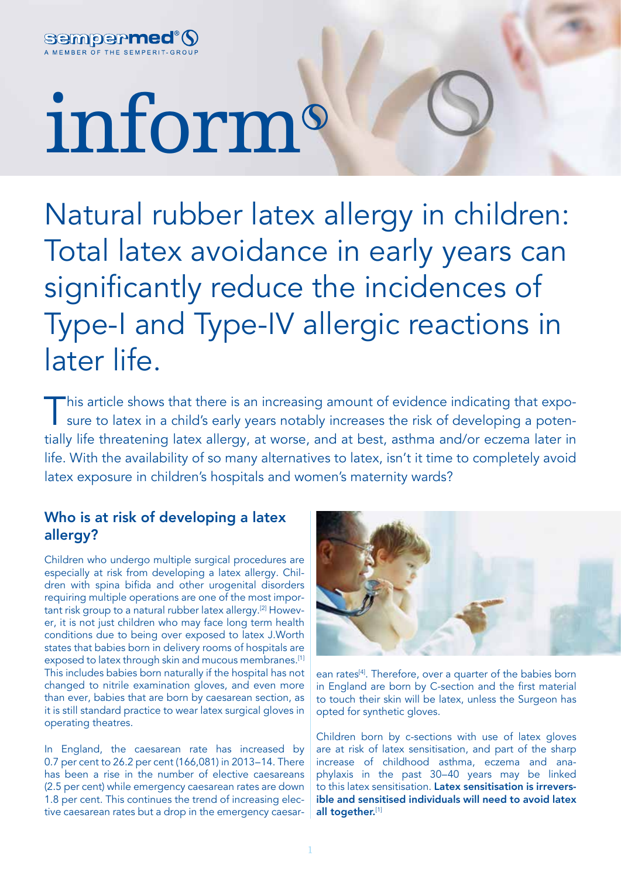sempermed®
A MEMBER OF THE SEMPERIT-GROUP

# inform

## Natural rubber latex allergy in children: Total latex avoidance in early years can significantly reduce the incidences of Type-I and Type-IV allergic reactions in later life.

This article shows that there is an increasing amount of evidence indicating that exposure to latex in a child's early years notably increases the risk of developing a potentially life threatening latex allergy, at worse, and at best, asthma and/or eczema later in life. With the availability of so many alternatives to latex, isn't it time to completely avoid latex exposure in children's hospitals and women's maternity wards?

### Who is at risk of developing a latex allergy?

Children who undergo multiple surgical procedures are especially at risk from developing a latex allergy. Children with spina bifida and other urogenital disorders requiring multiple operations are one of the most important risk group to a natural rubber latex allergy.[2] However, it is not just children who may face long term health conditions due to being over exposed to latex J.Worth states that babies born in delivery rooms of hospitals are exposed to latex through skin and mucous membranes.[1] This includes babies born naturally if the hospital has not changed to nitrile examination gloves, and even more than ever, babies that are born by caesarean section, as it is still standard practice to wear latex surgical gloves in operating theatres.

In England, the caesarean rate has increased by 0.7 per cent to 26.2 per cent (166,081) in 2013–14. There has been a rise in the number of elective caesareans (2.5 per cent) while emergency caesarean rates are down 1.8 per cent. This continues the trend of increasing elective caesarean rates but a drop in the emergency caesarean rates[4]. Therefore, over a quarter of the babies born in England are born by C-section and the first material to touch their skin will be latex, unless the Surgeon has opted for synthetic gloves.

Children born by c-sections with use of latex gloves are at risk of latex sensitisation, and part of the sharp increase of childhood asthma, eczema and anaphylaxis in the past 30–40 years may be linked to this latex sensitisation. **Latex sensitisation is irreversible and sensitised individuals will need to avoid latex all together.**[1]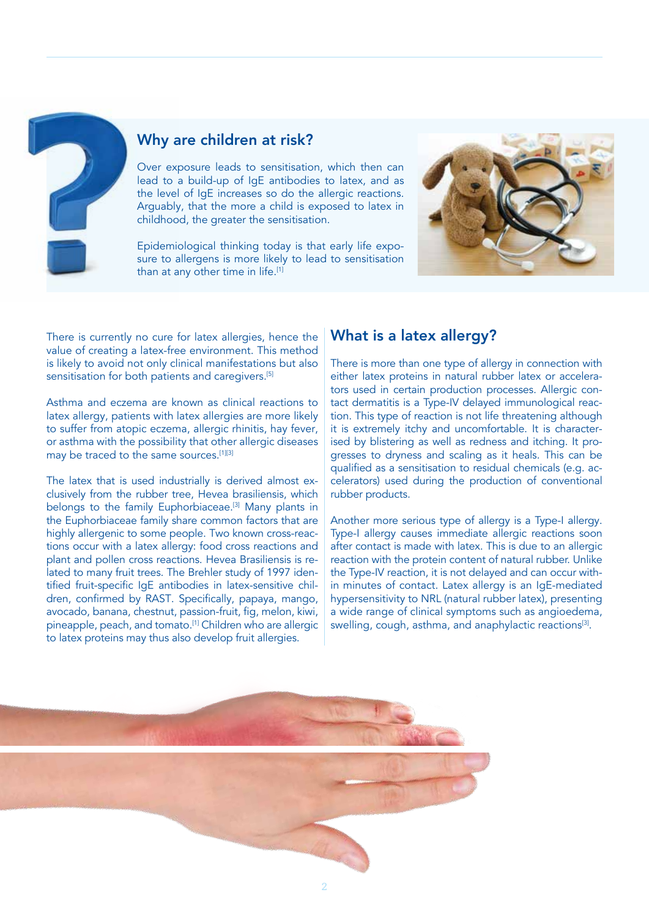## Why are children at risk?

Over exposure leads to sensitisation, which then can lead to a build-up of IgE antibodies to latex, and as the level of IgE increases so do the allergic reactions. Arguably, that the more a child is exposed to latex in childhood, the greater the sensitisation.

Epidemiological thinking today is that early life exposure to allergens is more likely to lead to sensitisation than at any other time in life.[1]

There is currently no cure for latex allergies, hence the value of creating a latex-free environment. This method is likely to avoid not only clinical manifestations but also sensitisation for both patients and caregivers.[5]

Asthma and eczema are known as clinical reactions to latex allergy, patients with latex allergies are more likely to suffer from atopic eczema, allergic rhinitis, hay fever, or asthma with the possibility that other allergic diseases may be traced to the same sources.[1][3]

The latex that is used industrially is derived almost exclusively from the rubber tree, Hevea brasiliensis, which belongs to the family Euphorbiaceae.[3] Many plants in the Euphorbiaceae family share common factors that are highly allergenic to some people. Two known cross-reactions occur with a latex allergy: food cross reactions and plant and pollen cross reactions. Hevea Brasiliensis is related to many fruit trees. The Brehler study of 1997 identified fruit-specific IgE antibodies in latex-sensitive children, confirmed by RAST. Specifically, papaya, mango, avocado, banana, chestnut, passion-fruit, fig, melon, kiwi, pineapple, peach, and tomato.[1] Children who are allergic to latex proteins may thus also develop fruit allergies.

## What is a latex allergy?

There is more than one type of allergy in connection with either latex proteins in natural rubber latex or accelerators used in certain production processes. Allergic contact dermatitis is a Type-IV delayed immunological reaction. This type of reaction is not life threatening although it is extremely itchy and uncomfortable. It is characterised by blistering as well as redness and itching. It progresses to dryness and scaling as it heals. This can be qualified as a sensitisation to residual chemicals (e.g. accelerators) used during the production of conventional rubber products.

Another more serious type of allergy is a Type-I allergy. Type-I allergy causes immediate allergic reactions soon after contact is made with latex. This is due to an allergic reaction with the protein content of natural rubber. Unlike the Type-IV reaction, it is not delayed and can occur within minutes of contact. Latex allergy is an IgE-mediated hypersensitivity to NRL (natural rubber latex), presenting a wide range of clinical symptoms such as angioedema, swelling, cough, asthma, and anaphylactic reactions[3].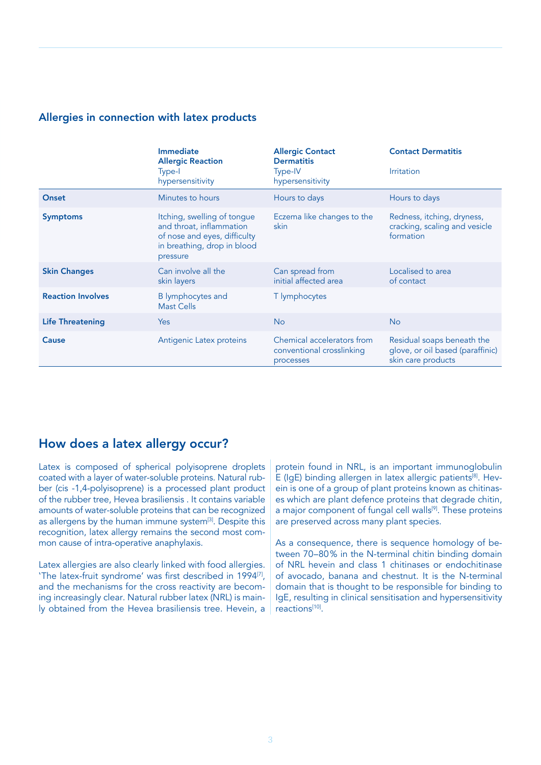## Allergies in connection with latex products

| | **Immediate Allergic Reaction** Type-I hypersensitivity | **Allergic Contact Dermatitis** Type-IV hypersensitivity | **Contact Dermatitis** Irritation |
|---|---|---|---|
| **Onset** | Minutes to hours | Hours to days | Hours to days |
| **Symptoms** | Itching, swelling of tongue and throat, inflammation of nose and eyes, difficulty in breathing, drop in blood pressure | Eczema like changes to the skin | Redness, itching, dryness, cracking, scaling and vesicle formation |
| **Skin Changes** | Can involve all the skin layers | Can spread from initial affected area | Localised to area of contact |
| **Reaction Involves** | B lymphocytes and Mast Cells | T lymphocytes | |
| **Life Threatening** | Yes | No | No |
| **Cause** | Antigenic Latex proteins | Chemical accelerators from conventional crosslinking processes | Residual soaps beneath the glove, or oil based (paraffinic) skin care products |

## How does a latex allergy occur?

Latex is composed of spherical polyisoprene droplets coated with a layer of water-soluble proteins. Natural rubber (cis -1,4-polyisoprene) is a processed plant product of the rubber tree, Hevea brasiliensis . It contains variable amounts of water-soluble proteins that can be recognized as allergens by the human immune system[3]. Despite this recognition, latex allergy remains the second most common cause of intra-operative anaphylaxis.

Latex allergies are also clearly linked with food allergies. 'The latex-fruit syndrome' was first described in 1994[7], and the mechanisms for the cross reactivity are becoming increasingly clear. Natural rubber latex (NRL) is mainly obtained from the Hevea brasiliensis tree. Hevein, a protein found in NRL, is an important immunoglobulin E (IgE) binding allergen in latex allergic patients[8]. Hevein is one of a group of plant proteins known as chitinases which are plant defence proteins that degrade chitin, a major component of fungal cell walls[9]. These proteins are preserved across many plant species.

As a consequence, there is sequence homology of between 70–80% in the N-terminal chitin binding domain of NRL hevein and class 1 chitinases or endochitinase of avocado, banana and chestnut. It is the N-terminal domain that is thought to be responsible for binding to IgE, resulting in clinical sensitisation and hypersensitivity reactions[10].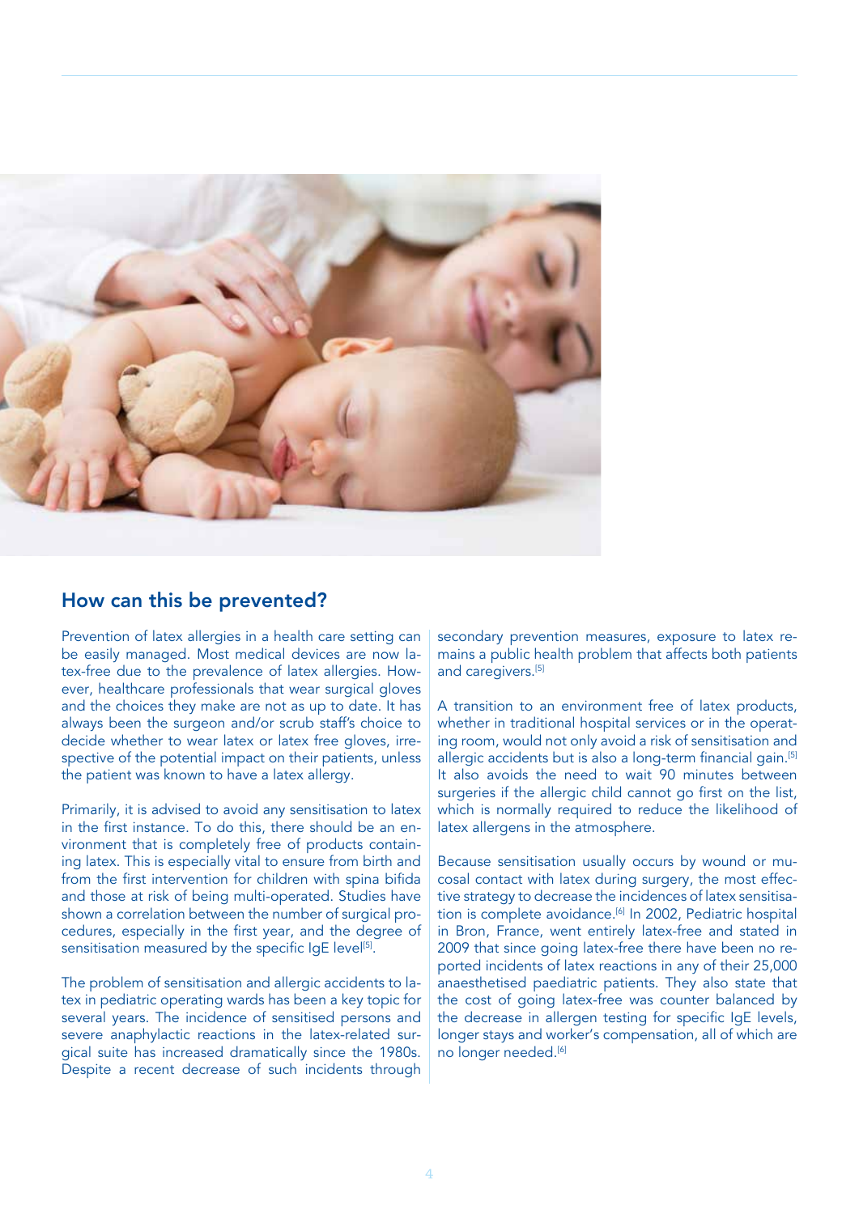## How can this be prevented?

Prevention of latex allergies in a health care setting can be easily managed. Most medical devices are now latex-free due to the prevalence of latex allergies. However, healthcare professionals that wear surgical gloves and the choices they make are not as up to date. It has always been the surgeon and/or scrub staff's choice to decide whether to wear latex or latex free gloves, irrespective of the potential impact on their patients, unless the patient was known to have a latex allergy.

Primarily, it is advised to avoid any sensitisation to latex in the first instance. To do this, there should be an environment that is completely free of products containing latex. This is especially vital to ensure from birth and from the first intervention for children with spina bifida and those at risk of being multi-operated. Studies have shown a correlation between the number of surgical procedures, especially in the first year, and the degree of sensitisation measured by the specific IgE level[5].

The problem of sensitisation and allergic accidents to latex in pediatric operating wards has been a key topic for several years. The incidence of sensitised persons and severe anaphylactic reactions in the latex-related surgical suite has increased dramatically since the 1980s. Despite a recent decrease of such incidents through secondary prevention measures, exposure to latex remains a public health problem that affects both patients and caregivers.[5]

A transition to an environment free of latex products, whether in traditional hospital services or in the operating room, would not only avoid a risk of sensitisation and allergic accidents but is also a long-term financial gain.[5] It also avoids the need to wait 90 minutes between surgeries if the allergic child cannot go first on the list, which is normally required to reduce the likelihood of latex allergens in the atmosphere.

Because sensitisation usually occurs by wound or mucosal contact with latex during surgery, the most effective strategy to decrease the incidences of latex sensitisation is complete avoidance.[6] In 2002, Pediatric hospital in Bron, France, went entirely latex-free and stated in 2009 that since going latex-free there have been no reported incidents of latex reactions in any of their 25,000 anaesthetised paediatric patients. They also state that the cost of going latex-free was counter balanced by the decrease in allergen testing for specific IgE levels, longer stays and worker's compensation, all of which are no longer needed.[6]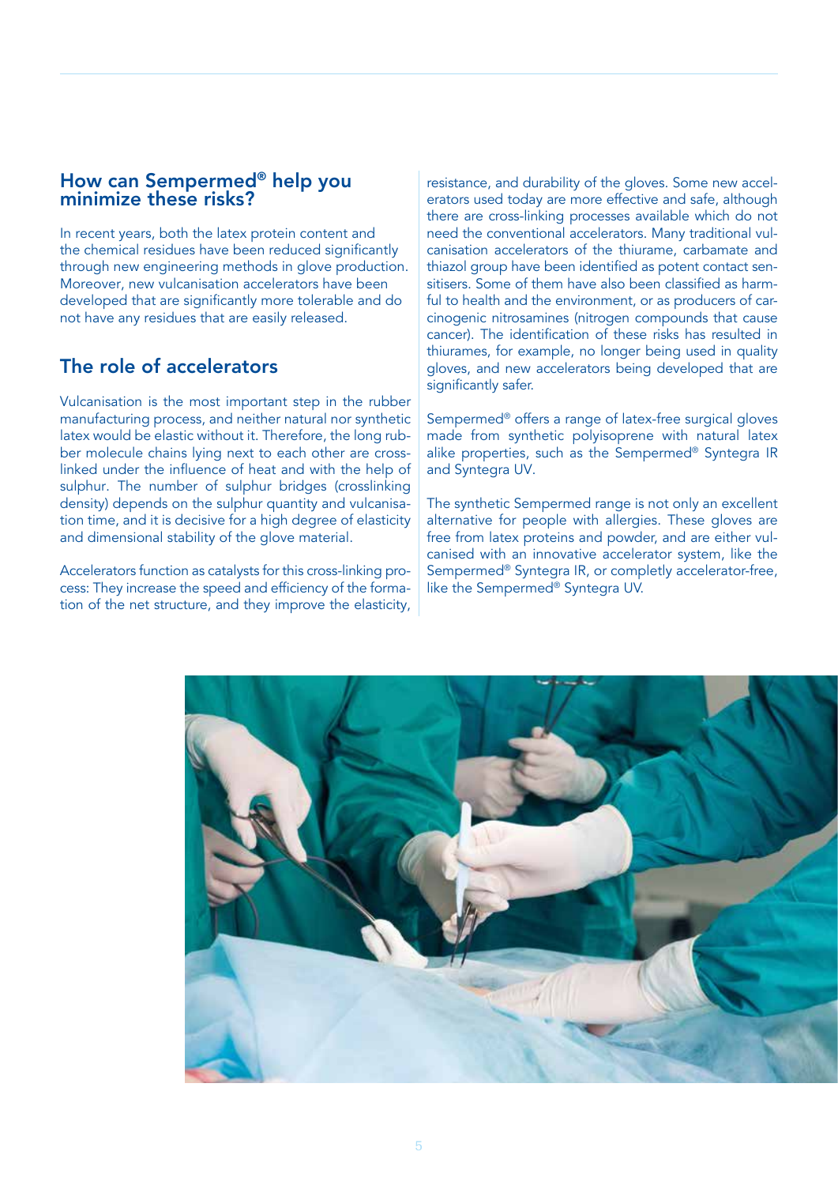## How can Sempermed® help you minimize these risks?

In recent years, both the latex protein content and the chemical residues have been reduced significantly through new engineering methods in glove production. Moreover, new vulcanisation accelerators have been developed that are significantly more tolerable and do not have any residues that are easily released.

## The role of accelerators

Vulcanisation is the most important step in the rubber manufacturing process, and neither natural nor synthetic latex would be elastic without it. Therefore, the long rubber molecule chains lying next to each other are cross-linked under the influence of heat and with the help of sulphur. The number of sulphur bridges (crosslinking density) depends on the sulphur quantity and vulcanisation time, and it is decisive for a high degree of elasticity and dimensional stability of the glove material.

Accelerators function as catalysts for this cross-linking process: They increase the speed and efficiency of the formation of the net structure, and they improve the elasticity, resistance, and durability of the gloves. Some new accelerators used today are more effective and safe, although there are cross-linking processes available which do not need the conventional accelerators. Many traditional vulcanisation accelerators of the thiurame, carbamate and thiazol group have been identified as potent contact sensitisers. Some of them have also been classified as harmful to health and the environment, or as producers of carcinogenic nitrosamines (nitrogen compounds that cause cancer). The identification of these risks has resulted in thiurames, for example, no longer being used in quality gloves, and new accelerators being developed that are significantly safer.

Sempermed® offers a range of latex-free surgical gloves made from synthetic polyisoprene with natural latex alike properties, such as the Sempermed® Syntegra IR and Syntegra UV.

The synthetic Sempermed range is not only an excellent alternative for people with allergies. These gloves are free from latex proteins and powder, and are either vulcanised with an innovative accelerator system, like the Sempermed® Syntegra IR, or completly accelerator-free, like the Sempermed® Syntegra UV.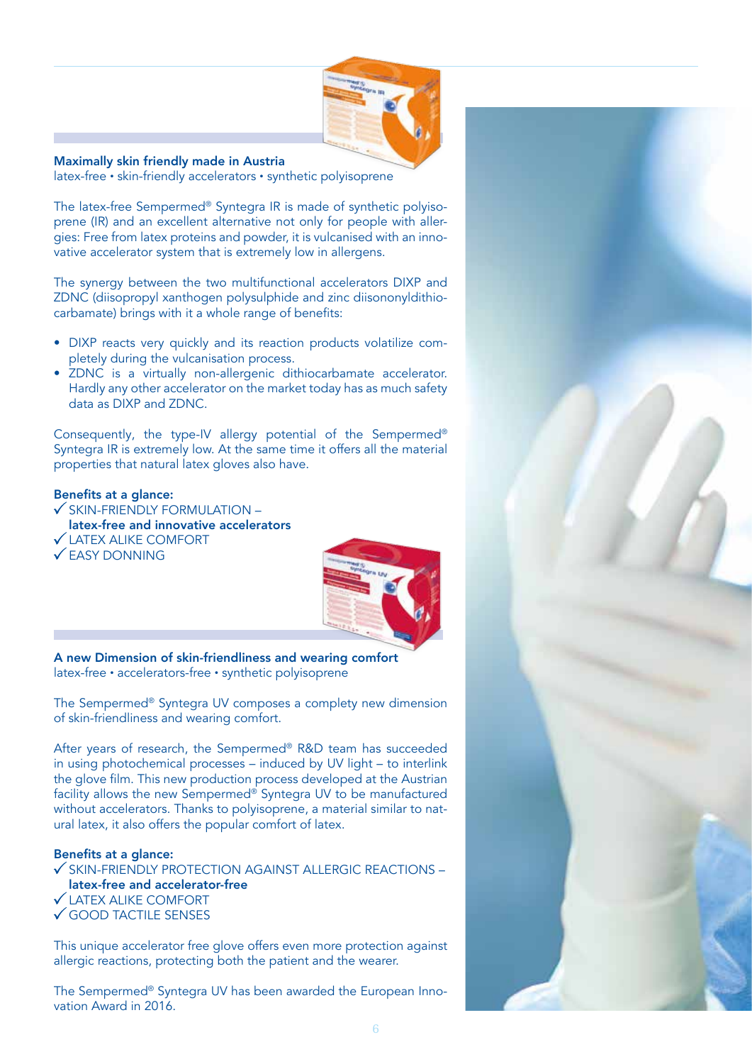## Maximally skin friendly made in Austria

latex-free • skin-friendly accelerators • synthetic polyisoprene

The latex-free Sempermed® Syntegra IR is made of synthetic polyisoprene (IR) and an excellent alternative not only for people with allergies: Free from latex proteins and powder, it is vulcanised with an innovative accelerator system that is extremely low in allergens.

The synergy between the two multifunctional accelerators DIXP and ZDNC (diisopropyl xanthogen polysulphide and zinc diisononyldithiocarbamate) brings with it a whole range of benefits:

- DIXP reacts very quickly and its reaction products volatilize completely during the vulcanisation process.
- ZDNC is a virtually non-allergenic dithiocarbamate accelerator. Hardly any other accelerator on the market today has as much safety data as DIXP and ZDNC.

Consequently, the type-IV allergy potential of the Sempermed® Syntegra IR is extremely low. At the same time it offers all the material properties that natural latex gloves also have.

**Benefits at a glance:**

✓ SKIN-FRIENDLY FORMULATION – **latex-free and innovative accelerators**
✓ LATEX ALIKE COMFORT
✓ EASY DONNING

## A new Dimension of skin-friendliness and wearing comfort

latex-free • accelerators-free • synthetic polyisoprene

The Sempermed® Syntegra UV composes a complety new dimension of skin-friendliness and wearing comfort.

After years of research, the Sempermed® R&D team has succeeded in using photochemical processes – induced by UV light – to interlink the glove film. This new production process developed at the Austrian facility allows the new Sempermed® Syntegra UV to be manufactured without accelerators. Thanks to polyisoprene, a material similar to natural latex, it also offers the popular comfort of latex.

**Benefits at a glance:**

✓ SKIN-FRIENDLY PROTECTION AGAINST ALLERGIC REACTIONS – **latex-free and accelerator-free**
✓ LATEX ALIKE COMFORT
✓ GOOD TACTILE SENSES

This unique accelerator free glove offers even more protection against allergic reactions, protecting both the patient and the wearer.

The Sempermed® Syntegra UV has been awarded the European Innovation Award in 2016.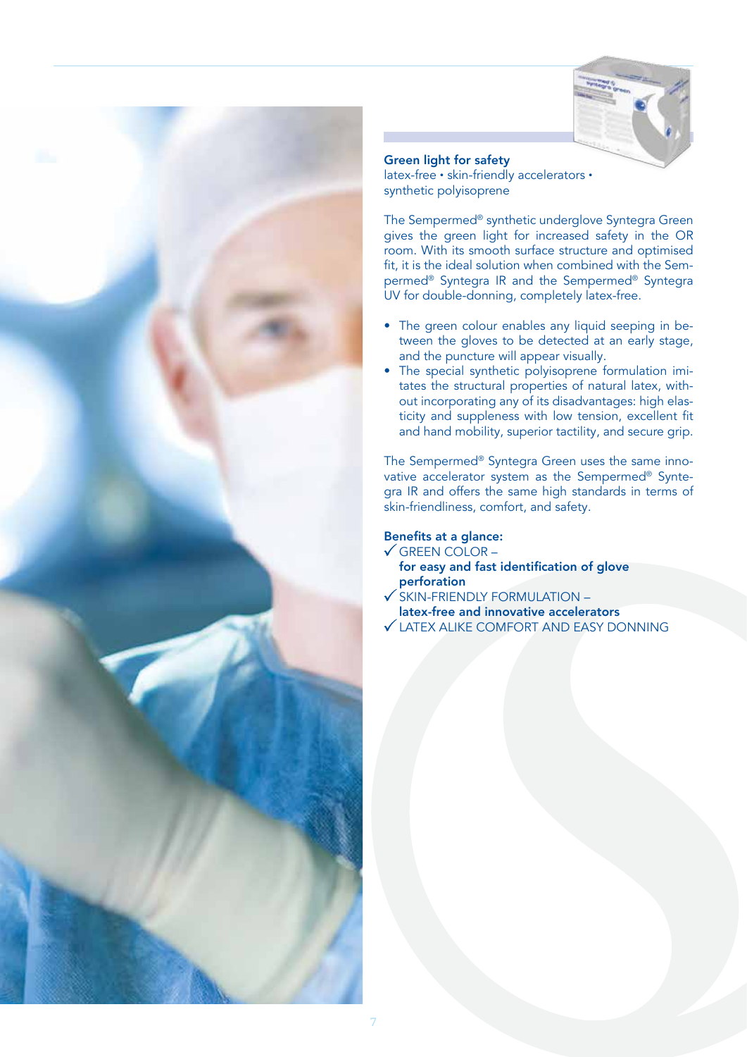## Green light for safety

latex-free • skin-friendly accelerators • synthetic polyisoprene

The Sempermed® synthetic underglove Syntegra Green gives the green light for increased safety in the OR room. With its smooth surface structure and optimised fit, it is the ideal solution when combined with the Sempermed® Syntegra IR and the Sempermed® Syntegra UV for double-donning, completely latex-free.

- The green colour enables any liquid seeping in between the gloves to be detected at an early stage, and the puncture will appear visually.
- The special synthetic polyisoprene formulation imitates the structural properties of natural latex, without incorporating any of its disadvantages: high elasticity and suppleness with low tension, excellent fit and hand mobility, superior tactility, and secure grip.

The Sempermed® Syntegra Green uses the same innovative accelerator system as the Sempermed® Syntegra IR and offers the same high standards in terms of skin-friendliness, comfort, and safety.

**Benefits at a glance:**

✓ GREEN COLOR – **for easy and fast identification of glove perforation**

✓ SKIN-FRIENDLY FORMULATION – **latex-free and innovative accelerators**

✓ LATEX ALIKE COMFORT AND EASY DONNING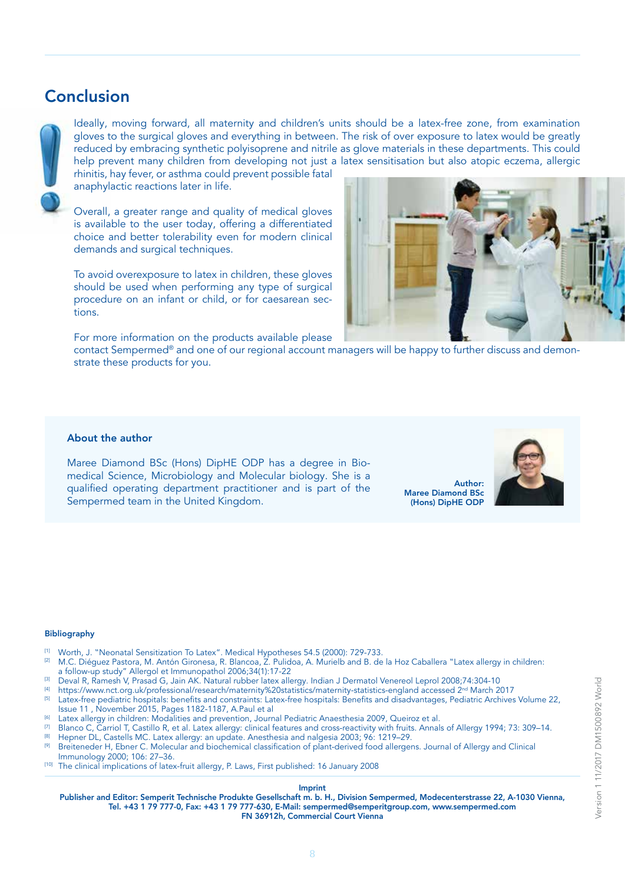## Conclusion

Ideally, moving forward, all maternity and children's units should be a latex-free zone, from examination gloves to the surgical gloves and everything in between. The risk of over exposure to latex would be greatly reduced by embracing synthetic polyisoprene and nitrile as glove materials in these departments. This could help prevent many children from developing not just a latex sensitisation but also atopic eczema, allergic rhinitis, hay fever, or asthma could prevent possible fatal anaphylactic reactions later in life.

Overall, a greater range and quality of medical gloves is available to the user today, offering a differentiated choice and better tolerability even for modern clinical demands and surgical techniques.

To avoid overexposure to latex in children, these gloves should be used when performing any type of surgical procedure on an infant or child, or for caesarean sections.

For more information on the products available please contact Sempermed® and one of our regional account managers will be happy to further discuss and demonstrate these products for you.

### About the author

Maree Diamond BSc (Hons) DipHE ODP has a degree in Biomedical Science, Microbiology and Molecular biology. She is a qualified operating department practitioner and is part of the Sempermed team in the United Kingdom.

**Author: Maree Diamond BSc (Hons) DipHE ODP**

#### Bibliography

[1] Worth, J. "Neonatal Sensitization To Latex". Medical Hypotheses 54.5 (2000): 729-733.
[2] M.C. Diéguez Pastora, M. Antón Gironesa, R. Blancoa, Z. Pulidoa, A. Murielb and B. de la Hoz Caballera "Latex allergy in children: a follow-up study" Allergol et Immunopathol 2006;34(1):17-22
[3] Deval R, Ramesh V, Prasad G, Jain AK. Natural rubber latex allergy. Indian J Dermatol Venereol Leprol 2008;74:304-10
[4] https://www.nct.org.uk/professional/research/maternity%20statistics/maternity-statistics-england accessed 2nd March 2017
[5] Latex-free pediatric hospitals: benefits and constraints: Latex-free hospitals: Benefits and disadvantages, Pediatric Archives Volume 22, Issue 11 , November 2015, Pages 1182-1187, A.Paul et al
[6] Latex allergy in children: Modalities and prevention, Journal Pediatric Anaesthesia 2009, Queiroz et al.
[7] Blanco C, Carriol T, Castillo R, et al. Latex allergy: clinical features and cross-reactivity with fruits. Annals of Allergy 1994; 73: 309–14.
[8] Hepner DL, Castells MC. Latex allergy: an update. Anesthesia and nalgesia 2003; 96: 1219–29.
[9] Breiteneder H, Ebner C. Molecular and biochemical classification of plant-derived food allergens. Journal of Allergy and Clinical Immunology 2000; 106: 27–36.
[10] The clinical implications of latex-fruit allergy, P. Laws, First published: 16 January 2008

**Imprint**
**Publisher and Editor: Semperit Technische Produkte Gesellschaft m. b. H., Division Sempermed, Modecenterstrasse 22, A-1030 Vienna, Tel. +43 1 79 777-0, Fax: +43 1 79 777-630, E-Mail: sempermed@semperitgroup.com, www.sempermed.com**
**FN 36912h, Commercial Court Vienna**

Version 1 11/2017 DM1500892 World